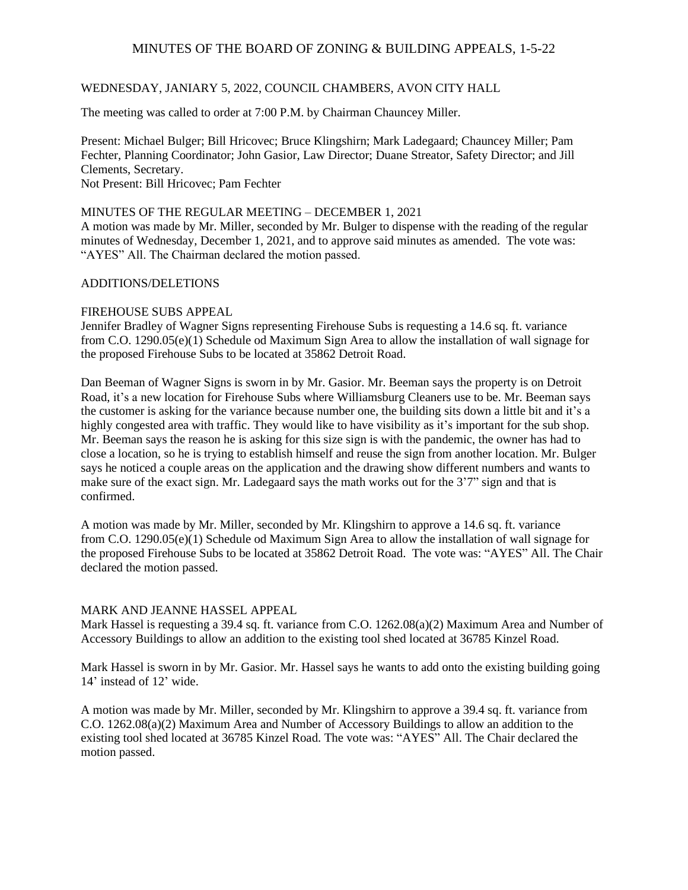# MINUTES OF THE BOARD OF ZONING & BUILDING APPEALS, 1-5-22

WEDNESDAY, JANIARY 5, 2022, COUNCIL CHAMBERS, AVON CITY HALL

The meeting was called to order at 7:00 P.M. by Chairman Chauncey Miller.

Present: Michael Bulger; Bill Hricovec; Bruce Klingshirn; Mark Ladegaard; Chauncey Miller; Pam Fechter, Planning Coordinator; John Gasior, Law Director; Duane Streator, Safety Director; and Jill Clements, Secretary.
Not Present: Bill Hricovec; Pam Fechter

MINUTES OF THE REGULAR MEETING – DECEMBER 1, 2021
A motion was made by Mr. Miller, seconded by Mr. Bulger to dispense with the reading of the regular minutes of Wednesday, December 1, 2021, and to approve said minutes as amended. The vote was: "AYES" All. The Chairman declared the motion passed.

ADDITIONS/DELETIONS

FIREHOUSE SUBS APPEAL
Jennifer Bradley of Wagner Signs representing Firehouse Subs is requesting a 14.6 sq. ft. variance from C.O. 1290.05(e)(1) Schedule od Maximum Sign Area to allow the installation of wall signage for the proposed Firehouse Subs to be located at 35862 Detroit Road.

Dan Beeman of Wagner Signs is sworn in by Mr. Gasior. Mr. Beeman says the property is on Detroit Road, it's a new location for Firehouse Subs where Williamsburg Cleaners use to be. Mr. Beeman says the customer is asking for the variance because number one, the building sits down a little bit and it's a highly congested area with traffic. They would like to have visibility as it's important for the sub shop. Mr. Beeman says the reason he is asking for this size sign is with the pandemic, the owner has had to close a location, so he is trying to establish himself and reuse the sign from another location. Mr. Bulger says he noticed a couple areas on the application and the drawing show different numbers and wants to make sure of the exact sign. Mr. Ladegaard says the math works out for the 3'7" sign and that is confirmed.

A motion was made by Mr. Miller, seconded by Mr. Klingshirn to approve a 14.6 sq. ft. variance from C.O. 1290.05(e)(1) Schedule od Maximum Sign Area to allow the installation of wall signage for the proposed Firehouse Subs to be located at 35862 Detroit Road. The vote was: "AYES" All. The Chair declared the motion passed.

MARK AND JEANNE HASSEL APPEAL
Mark Hassel is requesting a 39.4 sq. ft. variance from C.O. 1262.08(a)(2) Maximum Area and Number of Accessory Buildings to allow an addition to the existing tool shed located at 36785 Kinzel Road.

Mark Hassel is sworn in by Mr. Gasior. Mr. Hassel says he wants to add onto the existing building going 14' instead of 12' wide.

A motion was made by Mr. Miller, seconded by Mr. Klingshirn to approve a 39.4 sq. ft. variance from C.O. 1262.08(a)(2) Maximum Area and Number of Accessory Buildings to allow an addition to the existing tool shed located at 36785 Kinzel Road. The vote was: "AYES" All. The Chair declared the motion passed.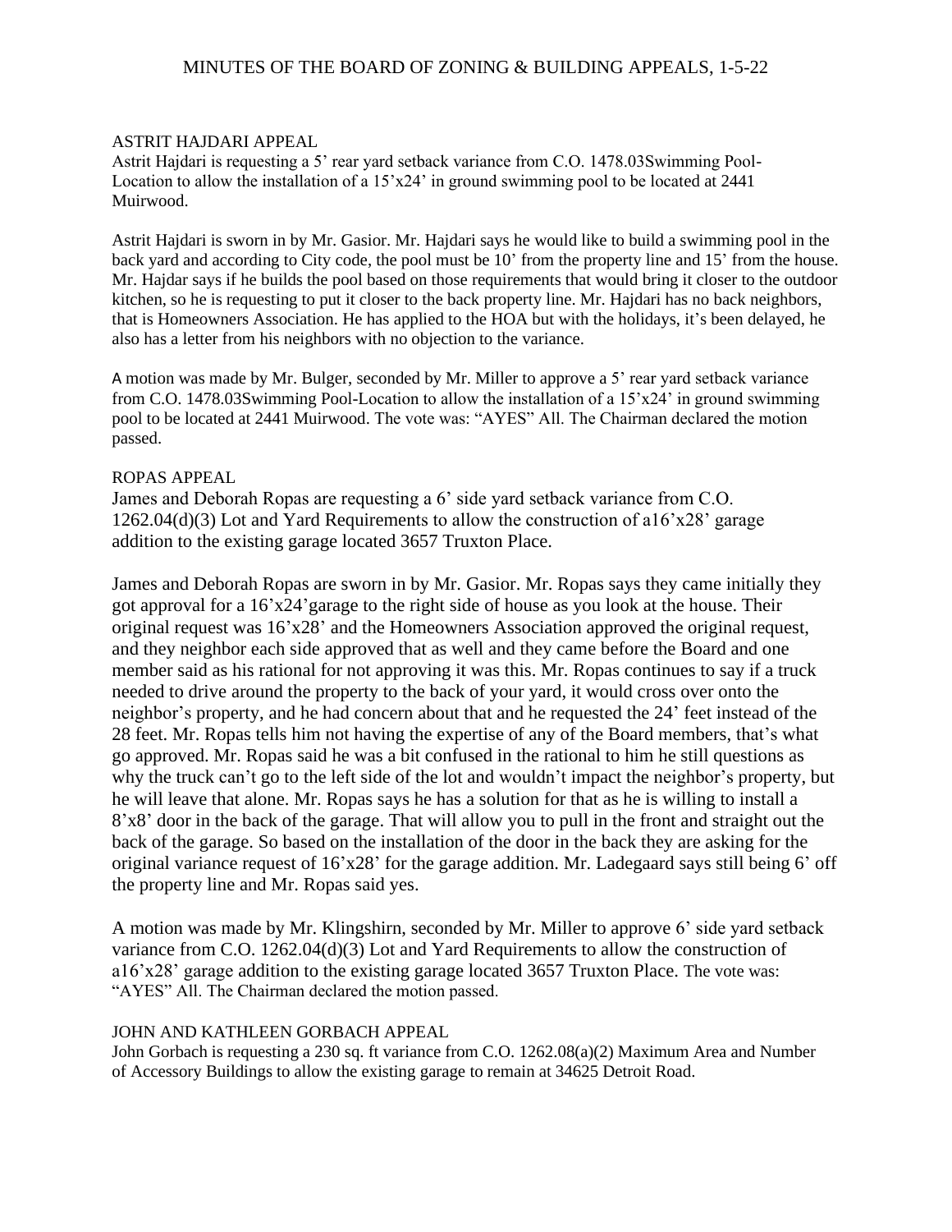ASTRIT HAJDARI APPEAL

Astrit Hajdari is requesting a 5' rear yard setback variance from C.O. 1478.03Swimming Pool-Location to allow the installation of a 15'x24' in ground swimming pool to be located at 2441 Muirwood.

Astrit Hajdari is sworn in by Mr. Gasior. Mr. Hajdari says he would like to build a swimming pool in the back yard and according to City code, the pool must be 10' from the property line and 15' from the house. Mr. Hajdar says if he builds the pool based on those requirements that would bring it closer to the outdoor kitchen, so he is requesting to put it closer to the back property line. Mr. Hajdari has no back neighbors, that is Homeowners Association. He has applied to the HOA but with the holidays, it's been delayed, he also has a letter from his neighbors with no objection to the variance.

A motion was made by Mr. Bulger, seconded by Mr. Miller to approve a 5' rear yard setback variance from C.O. 1478.03Swimming Pool-Location to allow the installation of a 15'x24' in ground swimming pool to be located at 2441 Muirwood. The vote was: "AYES" All. The Chairman declared the motion passed.

ROPAS APPEAL

James and Deborah Ropas are requesting a 6' side yard setback variance from C.O. 1262.04(d)(3) Lot and Yard Requirements to allow the construction of a16'x28' garage addition to the existing garage located 3657 Truxton Place.

James and Deborah Ropas are sworn in by Mr. Gasior. Mr. Ropas says they came initially they got approval for a 16'x24'garage to the right side of house as you look at the house. Their original request was 16'x28' and the Homeowners Association approved the original request, and they neighbor each side approved that as well and they came before the Board and one member said as his rational for not approving it was this. Mr. Ropas continues to say if a truck needed to drive around the property to the back of your yard, it would cross over onto the neighbor's property, and he had concern about that and he requested the 24' feet instead of the 28 feet. Mr. Ropas tells him not having the expertise of any of the Board members, that's what go approved. Mr. Ropas said he was a bit confused in the rational to him he still questions as why the truck can't go to the left side of the lot and wouldn't impact the neighbor's property, but he will leave that alone. Mr. Ropas says he has a solution for that as he is willing to install a 8'x8' door in the back of the garage. That will allow you to pull in the front and straight out the back of the garage. So based on the installation of the door in the back they are asking for the original variance request of 16'x28' for the garage addition. Mr. Ladegaard says still being 6' off the property line and Mr. Ropas said yes.

A motion was made by Mr. Klingshirn, seconded by Mr. Miller to approve 6' side yard setback variance from C.O. 1262.04(d)(3) Lot and Yard Requirements to allow the construction of a16'x28' garage addition to the existing garage located 3657 Truxton Place. The vote was: "AYES" All. The Chairman declared the motion passed.

JOHN AND KATHLEEN GORBACH APPEAL

John Gorbach is requesting a 230 sq. ft variance from C.O. 1262.08(a)(2) Maximum Area and Number of Accessory Buildings to allow the existing garage to remain at 34625 Detroit Road.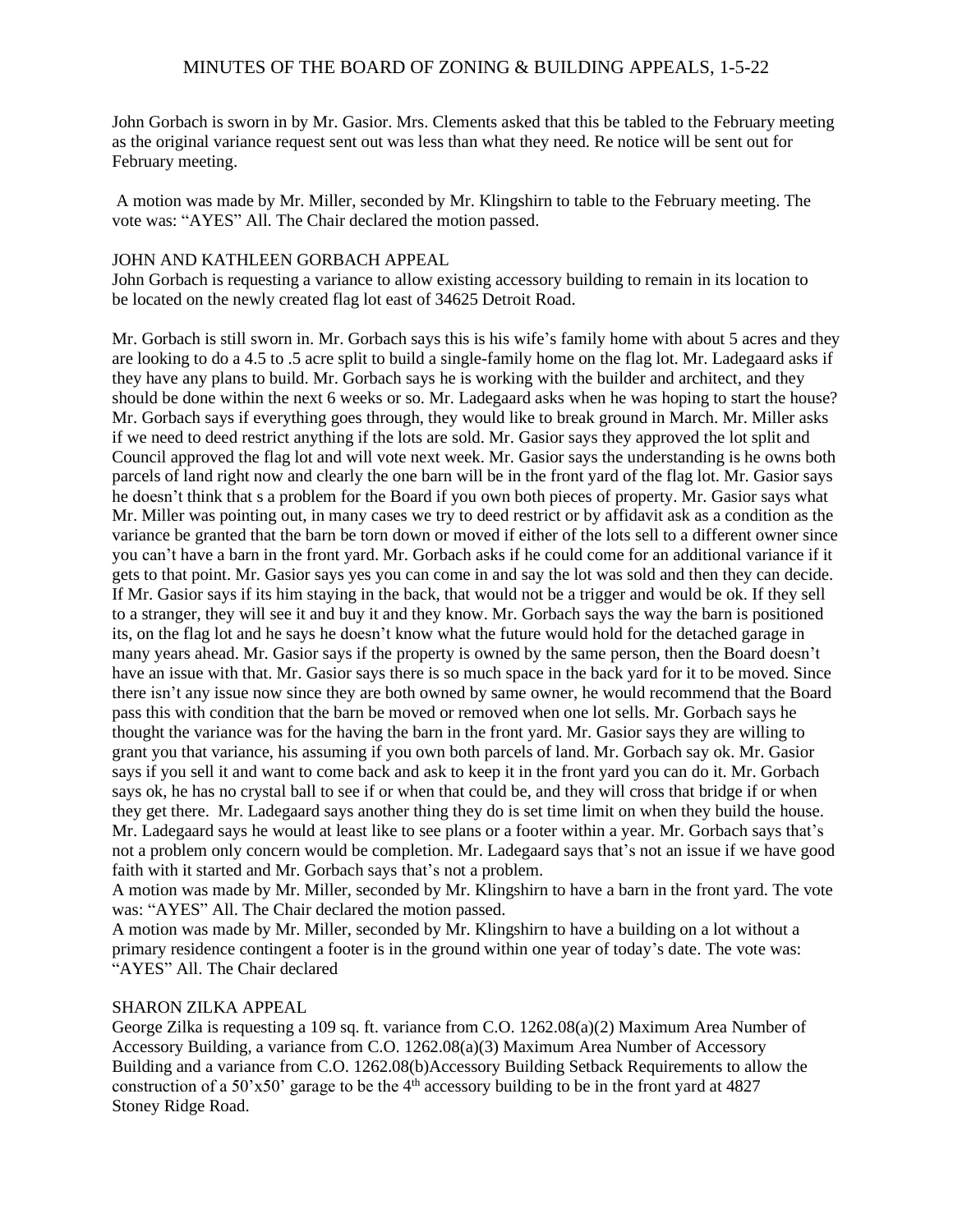John Gorbach is sworn in by Mr. Gasior. Mrs. Clements asked that this be tabled to the February meeting as the original variance request sent out was less than what they need. Re notice will be sent out for February meeting.

A motion was made by Mr. Miller, seconded by Mr. Klingshirn to table to the February meeting. The vote was: "AYES" All. The Chair declared the motion passed.

JOHN AND KATHLEEN GORBACH APPEAL

John Gorbach is requesting a variance to allow existing accessory building to remain in its location to be located on the newly created flag lot east of 34625 Detroit Road.

Mr. Gorbach is still sworn in. Mr. Gorbach says this is his wife's family home with about 5 acres and they are looking to do a 4.5 to .5 acre split to build a single-family home on the flag lot. Mr. Ladegaard asks if they have any plans to build. Mr. Gorbach says he is working with the builder and architect, and they should be done within the next 6 weeks or so. Mr. Ladegaard asks when he was hoping to start the house? Mr. Gorbach says if everything goes through, they would like to break ground in March. Mr. Miller asks if we need to deed restrict anything if the lots are sold. Mr. Gasior says they approved the lot split and Council approved the flag lot and will vote next week. Mr. Gasior says the understanding is he owns both parcels of land right now and clearly the one barn will be in the front yard of the flag lot. Mr. Gasior says he doesn't think that s a problem for the Board if you own both pieces of property. Mr. Gasior says what Mr. Miller was pointing out, in many cases we try to deed restrict or by affidavit ask as a condition as the variance be granted that the barn be torn down or moved if either of the lots sell to a different owner since you can't have a barn in the front yard. Mr. Gorbach asks if he could come for an additional variance if it gets to that point. Mr. Gasior says yes you can come in and say the lot was sold and then they can decide. If Mr. Gasior says if its him staying in the back, that would not be a trigger and would be ok. If they sell to a stranger, they will see it and buy it and they know. Mr. Gorbach says the way the barn is positioned its, on the flag lot and he says he doesn't know what the future would hold for the detached garage in many years ahead. Mr. Gasior says if the property is owned by the same person, then the Board doesn't have an issue with that. Mr. Gasior says there is so much space in the back yard for it to be moved. Since there isn't any issue now since they are both owned by same owner, he would recommend that the Board pass this with condition that the barn be moved or removed when one lot sells. Mr. Gorbach says he thought the variance was for the having the barn in the front yard. Mr. Gasior says they are willing to grant you that variance, his assuming if you own both parcels of land. Mr. Gorbach say ok. Mr. Gasior says if you sell it and want to come back and ask to keep it in the front yard you can do it. Mr. Gorbach says ok, he has no crystal ball to see if or when that could be, and they will cross that bridge if or when they get there. Mr. Ladegaard says another thing they do is set time limit on when they build the house. Mr. Ladegaard says he would at least like to see plans or a footer within a year. Mr. Gorbach says that's not a problem only concern would be completion. Mr. Ladegaard says that's not an issue if we have good faith with it started and Mr. Gorbach says that's not a problem.

A motion was made by Mr. Miller, seconded by Mr. Klingshirn to have a barn in the front yard. The vote was: "AYES" All. The Chair declared the motion passed.

A motion was made by Mr. Miller, seconded by Mr. Klingshirn to have a building on a lot without a primary residence contingent a footer is in the ground within one year of today's date. The vote was: "AYES" All. The Chair declared

SHARON ZILKA APPEAL

George Zilka is requesting a 109 sq. ft. variance from C.O. 1262.08(a)(2) Maximum Area Number of Accessory Building, a variance from C.O. 1262.08(a)(3) Maximum Area Number of Accessory Building and a variance from C.O. 1262.08(b)Accessory Building Setback Requirements to allow the construction of a 50'x50' garage to be the 4th accessory building to be in the front yard at 4827 Stoney Ridge Road.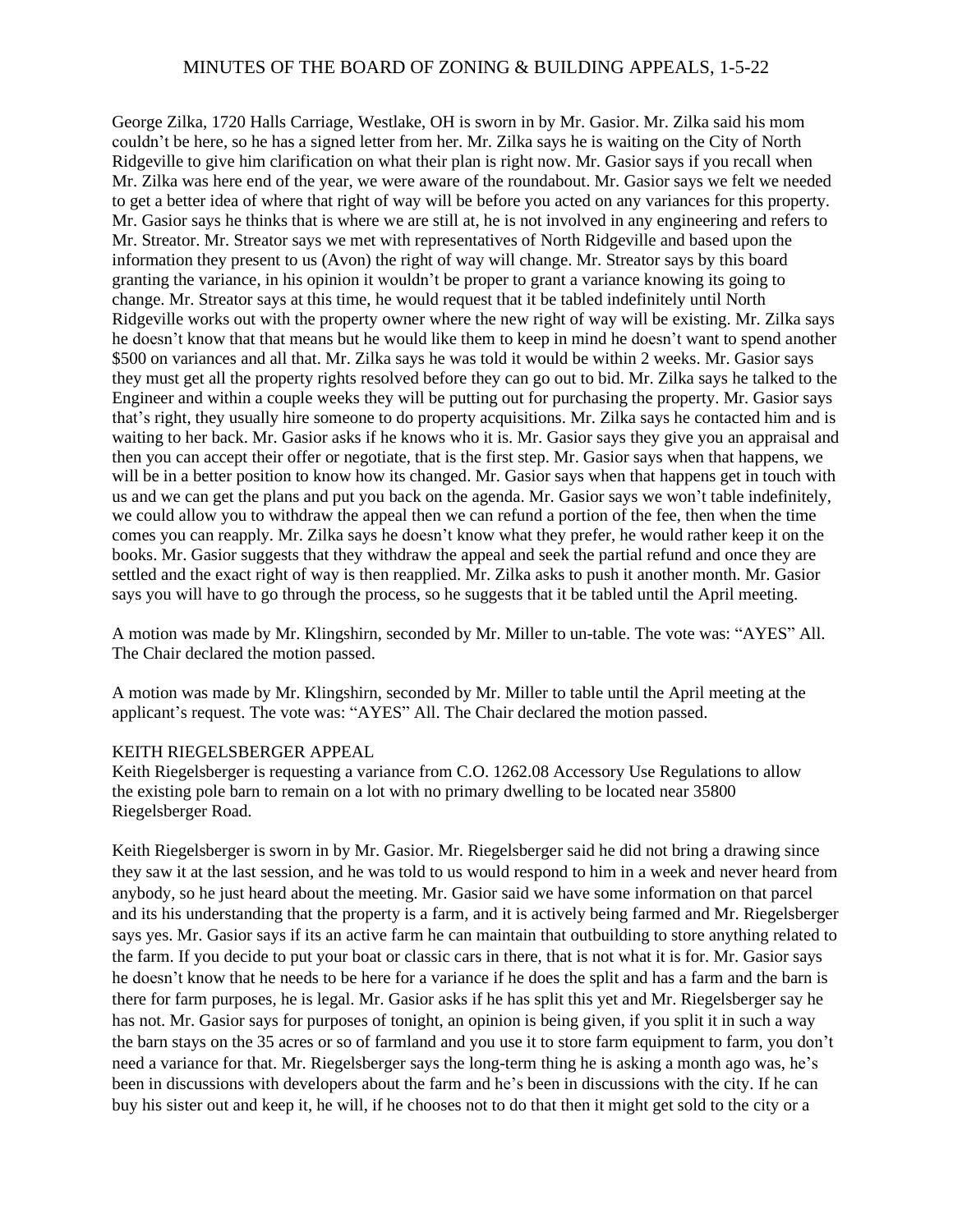George Zilka, 1720 Halls Carriage, Westlake, OH is sworn in by Mr. Gasior. Mr. Zilka said his mom couldn't be here, so he has a signed letter from her. Mr. Zilka says he is waiting on the City of North Ridgeville to give him clarification on what their plan is right now. Mr. Gasior says if you recall when Mr. Zilka was here end of the year, we were aware of the roundabout. Mr. Gasior says we felt we needed to get a better idea of where that right of way will be before you acted on any variances for this property. Mr. Gasior says he thinks that is where we are still at, he is not involved in any engineering and refers to Mr. Streator. Mr. Streator says we met with representatives of North Ridgeville and based upon the information they present to us (Avon) the right of way will change. Mr. Streator says by this board granting the variance, in his opinion it wouldn't be proper to grant a variance knowing its going to change. Mr. Streator says at this time, he would request that it be tabled indefinitely until North Ridgeville works out with the property owner where the new right of way will be existing. Mr. Zilka says he doesn't know that that means but he would like them to keep in mind he doesn't want to spend another $500 on variances and all that. Mr. Zilka says he was told it would be within 2 weeks. Mr. Gasior says they must get all the property rights resolved before they can go out to bid. Mr. Zilka says he talked to the Engineer and within a couple weeks they will be putting out for purchasing the property. Mr. Gasior says that's right, they usually hire someone to do property acquisitions. Mr. Zilka says he contacted him and is waiting to her back. Mr. Gasior asks if he knows who it is. Mr. Gasior says they give you an appraisal and then you can accept their offer or negotiate, that is the first step. Mr. Gasior says when that happens, we will be in a better position to know how its changed. Mr. Gasior says when that happens get in touch with us and we can get the plans and put you back on the agenda. Mr. Gasior says we won't table indefinitely, we could allow you to withdraw the appeal then we can refund a portion of the fee, then when the time comes you can reapply. Mr. Zilka says he doesn't know what they prefer, he would rather keep it on the books. Mr. Gasior suggests that they withdraw the appeal and seek the partial refund and once they are settled and the exact right of way is then reapplied. Mr. Zilka asks to push it another month. Mr. Gasior says you will have to go through the process, so he suggests that it be tabled until the April meeting.

A motion was made by Mr. Klingshirn, seconded by Mr. Miller to un-table. The vote was: "AYES" All. The Chair declared the motion passed.

A motion was made by Mr. Klingshirn, seconded by Mr. Miller to table until the April meeting at the applicant's request. The vote was: "AYES" All. The Chair declared the motion passed.

KEITH RIEGELSBERGER APPEAL

Keith Riegelsberger is requesting a variance from C.O. 1262.08 Accessory Use Regulations to allow the existing pole barn to remain on a lot with no primary dwelling to be located near 35800 Riegelsberger Road.

Keith Riegelsberger is sworn in by Mr. Gasior. Mr. Riegelsberger said he did not bring a drawing since they saw it at the last session, and he was told to us would respond to him in a week and never heard from anybody, so he just heard about the meeting. Mr. Gasior said we have some information on that parcel and its his understanding that the property is a farm, and it is actively being farmed and Mr. Riegelsberger says yes. Mr. Gasior says if its an active farm he can maintain that outbuilding to store anything related to the farm. If you decide to put your boat or classic cars in there, that is not what it is for. Mr. Gasior says he doesn't know that he needs to be here for a variance if he does the split and has a farm and the barn is there for farm purposes, he is legal. Mr. Gasior asks if he has split this yet and Mr. Riegelsberger say he has not. Mr. Gasior says for purposes of tonight, an opinion is being given, if you split it in such a way the barn stays on the 35 acres or so of farmland and you use it to store farm equipment to farm, you don't need a variance for that. Mr. Riegelsberger says the long-term thing he is asking a month ago was, he's been in discussions with developers about the farm and he's been in discussions with the city. If he can buy his sister out and keep it, he will, if he chooses not to do that then it might get sold to the city or a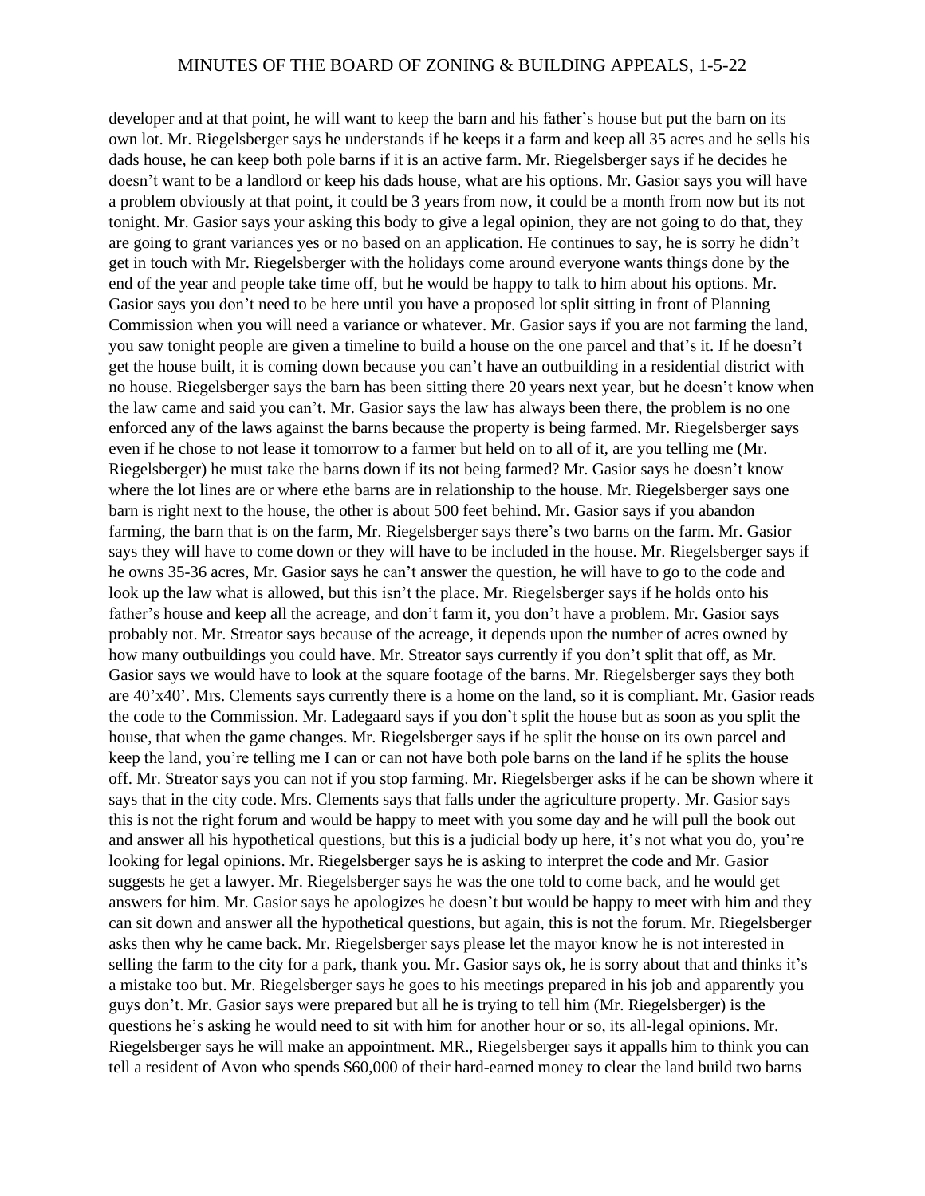developer and at that point, he will want to keep the barn and his father's house but put the barn on its own lot. Mr. Riegelsberger says he understands if he keeps it a farm and keep all 35 acres and he sells his dads house, he can keep both pole barns if it is an active farm. Mr. Riegelsberger says if he decides he doesn't want to be a landlord or keep his dads house, what are his options. Mr. Gasior says you will have a problem obviously at that point, it could be 3 years from now, it could be a month from now but its not tonight. Mr. Gasior says your asking this body to give a legal opinion, they are not going to do that, they are going to grant variances yes or no based on an application. He continues to say, he is sorry he didn't get in touch with Mr. Riegelsberger with the holidays come around everyone wants things done by the end of the year and people take time off, but he would be happy to talk to him about his options. Mr. Gasior says you don't need to be here until you have a proposed lot split sitting in front of Planning Commission when you will need a variance or whatever. Mr. Gasior says if you are not farming the land, you saw tonight people are given a timeline to build a house on the one parcel and that's it. If he doesn't get the house built, it is coming down because you can't have an outbuilding in a residential district with no house. Riegelsberger says the barn has been sitting there 20 years next year, but he doesn't know when the law came and said you can't. Mr. Gasior says the law has always been there, the problem is no one enforced any of the laws against the barns because the property is being farmed. Mr. Riegelsberger says even if he chose to not lease it tomorrow to a farmer but held on to all of it, are you telling me (Mr. Riegelsberger) he must take the barns down if its not being farmed? Mr. Gasior says he doesn't know where the lot lines are or where ethe barns are in relationship to the house. Mr. Riegelsberger says one barn is right next to the house, the other is about 500 feet behind. Mr. Gasior says if you abandon farming, the barn that is on the farm, Mr. Riegelsberger says there's two barns on the farm. Mr. Gasior says they will have to come down or they will have to be included in the house. Mr. Riegelsberger says if he owns 35-36 acres, Mr. Gasior says he can't answer the question, he will have to go to the code and look up the law what is allowed, but this isn't the place. Mr. Riegelsberger says if he holds onto his father's house and keep all the acreage, and don't farm it, you don't have a problem. Mr. Gasior says probably not. Mr. Streator says because of the acreage, it depends upon the number of acres owned by how many outbuildings you could have. Mr. Streator says currently if you don't split that off, as Mr. Gasior says we would have to look at the square footage of the barns. Mr. Riegelsberger says they both are 40'x40'. Mrs. Clements says currently there is a home on the land, so it is compliant. Mr. Gasior reads the code to the Commission. Mr. Ladegaard says if you don't split the house but as soon as you split the house, that when the game changes. Mr. Riegelsberger says if he split the house on its own parcel and keep the land, you're telling me I can or can not have both pole barns on the land if he splits the house off. Mr. Streator says you can not if you stop farming. Mr. Riegelsberger asks if he can be shown where it says that in the city code. Mrs. Clements says that falls under the agriculture property. Mr. Gasior says this is not the right forum and would be happy to meet with you some day and he will pull the book out and answer all his hypothetical questions, but this is a judicial body up here, it's not what you do, you're looking for legal opinions. Mr. Riegelsberger says he is asking to interpret the code and Mr. Gasior suggests he get a lawyer. Mr. Riegelsberger says he was the one told to come back, and he would get answers for him. Mr. Gasior says he apologizes he doesn't but would be happy to meet with him and they can sit down and answer all the hypothetical questions, but again, this is not the forum. Mr. Riegelsberger asks then why he came back. Mr. Riegelsberger says please let the mayor know he is not interested in selling the farm to the city for a park, thank you. Mr. Gasior says ok, he is sorry about that and thinks it's a mistake too but. Mr. Riegelsberger says he goes to his meetings prepared in his job and apparently you guys don't. Mr. Gasior says were prepared but all he is trying to tell him (Mr. Riegelsberger) is the questions he's asking he would need to sit with him for another hour or so, its all-legal opinions. Mr. Riegelsberger says he will make an appointment. MR., Riegelsberger says it appalls him to think you can tell a resident of Avon who spends $60,000 of their hard-earned money to clear the land build two barns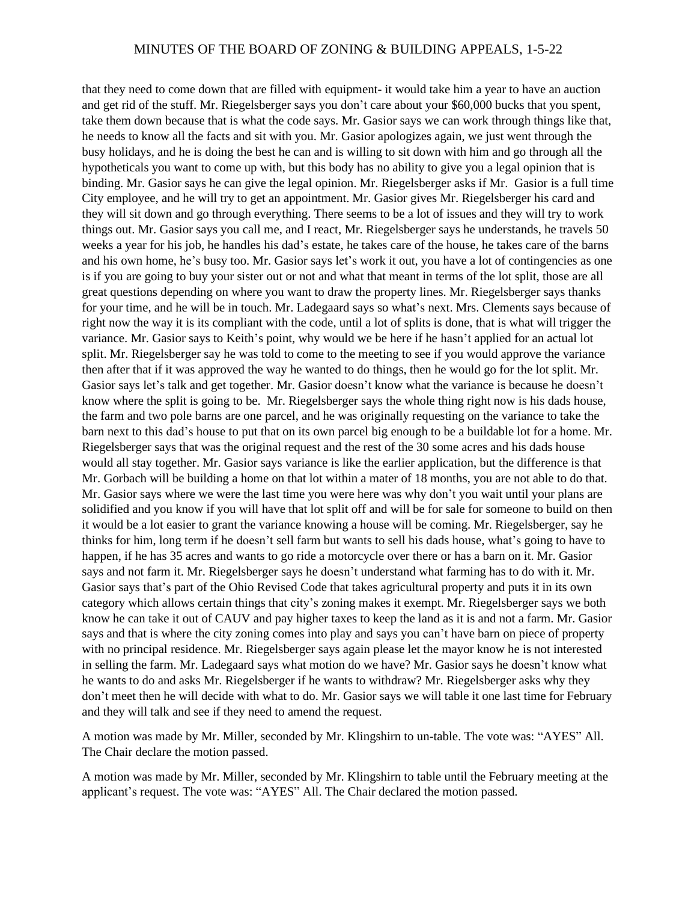that they need to come down that are filled with equipment- it would take him a year to have an auction and get rid of the stuff. Mr. Riegelsberger says you don't care about your $60,000 bucks that you spent, take them down because that is what the code says. Mr. Gasior says we can work through things like that, he needs to know all the facts and sit with you. Mr. Gasior apologizes again, we just went through the busy holidays, and he is doing the best he can and is willing to sit down with him and go through all the hypotheticals you want to come up with, but this body has no ability to give you a legal opinion that is binding. Mr. Gasior says he can give the legal opinion. Mr. Riegelsberger asks if Mr. Gasior is a full time City employee, and he will try to get an appointment. Mr. Gasior gives Mr. Riegelsberger his card and they will sit down and go through everything. There seems to be a lot of issues and they will try to work things out. Mr. Gasior says you call me, and I react, Mr. Riegelsberger says he understands, he travels 50 weeks a year for his job, he handles his dad's estate, he takes care of the house, he takes care of the barns and his own home, he's busy too. Mr. Gasior says let's work it out, you have a lot of contingencies as one is if you are going to buy your sister out or not and what that meant in terms of the lot split, those are all great questions depending on where you want to draw the property lines. Mr. Riegelsberger says thanks for your time, and he will be in touch. Mr. Ladegaard says so what's next. Mrs. Clements says because of right now the way it is its compliant with the code, until a lot of splits is done, that is what will trigger the variance. Mr. Gasior says to Keith's point, why would we be here if he hasn't applied for an actual lot split. Mr. Riegelsberger say he was told to come to the meeting to see if you would approve the variance then after that if it was approved the way he wanted to do things, then he would go for the lot split. Mr. Gasior says let's talk and get together. Mr. Gasior doesn't know what the variance is because he doesn't know where the split is going to be. Mr. Riegelsberger says the whole thing right now is his dads house, the farm and two pole barns are one parcel, and he was originally requesting on the variance to take the barn next to this dad's house to put that on its own parcel big enough to be a buildable lot for a home. Mr. Riegelsberger says that was the original request and the rest of the 30 some acres and his dads house would all stay together. Mr. Gasior says variance is like the earlier application, but the difference is that Mr. Gorbach will be building a home on that lot within a mater of 18 months, you are not able to do that. Mr. Gasior says where we were the last time you were here was why don't you wait until your plans are solidified and you know if you will have that lot split off and will be for sale for someone to build on then it would be a lot easier to grant the variance knowing a house will be coming. Mr. Riegelsberger, say he thinks for him, long term if he doesn't sell farm but wants to sell his dads house, what's going to have to happen, if he has 35 acres and wants to go ride a motorcycle over there or has a barn on it. Mr. Gasior says and not farm it. Mr. Riegelsberger says he doesn't understand what farming has to do with it. Mr. Gasior says that's part of the Ohio Revised Code that takes agricultural property and puts it in its own category which allows certain things that city's zoning makes it exempt. Mr. Riegelsberger says we both know he can take it out of CAUV and pay higher taxes to keep the land as it is and not a farm. Mr. Gasior says and that is where the city zoning comes into play and says you can't have barn on piece of property with no principal residence. Mr. Riegelsberger says again please let the mayor know he is not interested in selling the farm. Mr. Ladegaard says what motion do we have? Mr. Gasior says he doesn't know what he wants to do and asks Mr. Riegelsberger if he wants to withdraw? Mr. Riegelsberger asks why they don't meet then he will decide with what to do. Mr. Gasior says we will table it one last time for February and they will talk and see if they need to amend the request.

A motion was made by Mr. Miller, seconded by Mr. Klingshirn to un-table. The vote was: "AYES" All. The Chair declare the motion passed.

A motion was made by Mr. Miller, seconded by Mr. Klingshirn to table until the February meeting at the applicant's request. The vote was: "AYES" All. The Chair declared the motion passed.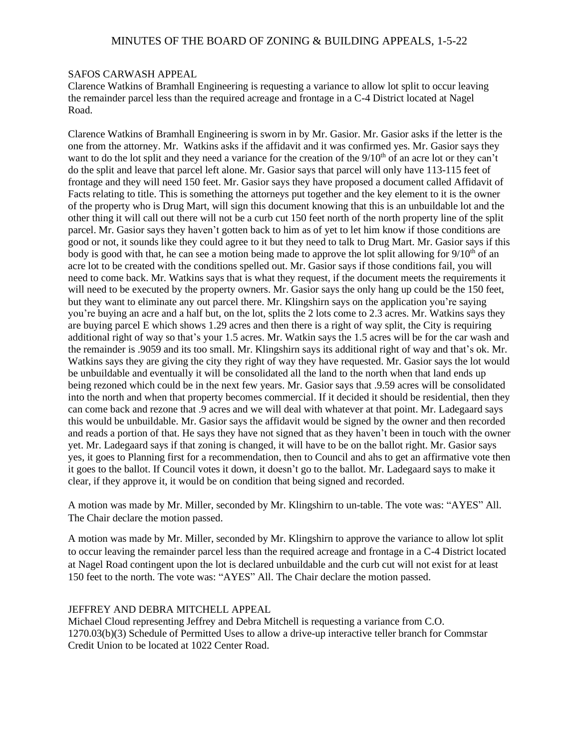MINUTES OF THE BOARD OF ZONING & BUILDING APPEALS, 1-5-22

SAFOS CARWASH APPEAL

Clarence Watkins of Bramhall Engineering is requesting a variance to allow lot split to occur leaving the remainder parcel less than the required acreage and frontage in a C-4 District located at Nagel Road.

Clarence Watkins of Bramhall Engineering is sworn in by Mr. Gasior. Mr. Gasior asks if the letter is the one from the attorney. Mr. Watkins asks if the affidavit and it was confirmed yes. Mr. Gasior says they want to do the lot split and they need a variance for the creation of the 9/10th of an acre lot or they can't do the split and leave that parcel left alone. Mr. Gasior says that parcel will only have 113-115 feet of frontage and they will need 150 feet. Mr. Gasior says they have proposed a document called Affidavit of Facts relating to title. This is something the attorneys put together and the key element to it is the owner of the property who is Drug Mart, will sign this document knowing that this is an unbuildable lot and the other thing it will call out there will not be a curb cut 150 feet north of the north property line of the split parcel. Mr. Gasior says they haven't gotten back to him as of yet to let him know if those conditions are good or not, it sounds like they could agree to it but they need to talk to Drug Mart. Mr. Gasior says if this body is good with that, he can see a motion being made to approve the lot split allowing for 9/10th of an acre lot to be created with the conditions spelled out. Mr. Gasior says if those conditions fail, you will need to come back. Mr. Watkins says that is what they request, if the document meets the requirements it will need to be executed by the property owners. Mr. Gasior says the only hang up could be the 150 feet, but they want to eliminate any out parcel there. Mr. Klingshirn says on the application you're saying you're buying an acre and a half but, on the lot, splits the 2 lots come to 2.3 acres. Mr. Watkins says they are buying parcel E which shows 1.29 acres and then there is a right of way split, the City is requiring additional right of way so that's your 1.5 acres. Mr. Watkin says the 1.5 acres will be for the car wash and the remainder is .9059 and its too small. Mr. Klingshirn says its additional right of way and that's ok. Mr. Watkins says they are giving the city they right of way they have requested. Mr. Gasior says the lot would be unbuildable and eventually it will be consolidated all the land to the north when that land ends up being rezoned which could be in the next few years. Mr. Gasior says that .9.59 acres will be consolidated into the north and when that property becomes commercial. If it decided it should be residential, then they can come back and rezone that .9 acres and we will deal with whatever at that point. Mr. Ladegaard says this would be unbuildable. Mr. Gasior says the affidavit would be signed by the owner and then recorded and reads a portion of that. He says they have not signed that as they haven't been in touch with the owner yet. Mr. Ladegaard says if that zoning is changed, it will have to be on the ballot right. Mr. Gasior says yes, it goes to Planning first for a recommendation, then to Council and ahs to get an affirmative vote then it goes to the ballot. If Council votes it down, it doesn't go to the ballot. Mr. Ladegaard says to make it clear, if they approve it, it would be on condition that being signed and recorded.

A motion was made by Mr. Miller, seconded by Mr. Klingshirn to un-table. The vote was: "AYES" All. The Chair declare the motion passed.

A motion was made by Mr. Miller, seconded by Mr. Klingshirn to approve the variance to allow lot split to occur leaving the remainder parcel less than the required acreage and frontage in a C-4 District located at Nagel Road contingent upon the lot is declared unbuildable and the curb cut will not exist for at least 150 feet to the north. The vote was: "AYES" All. The Chair declare the motion passed.

JEFFREY AND DEBRA MITCHELL APPEAL

Michael Cloud representing Jeffrey and Debra Mitchell is requesting a variance from C.O. 1270.03(b)(3) Schedule of Permitted Uses to allow a drive-up interactive teller branch for Commstar Credit Union to be located at 1022 Center Road.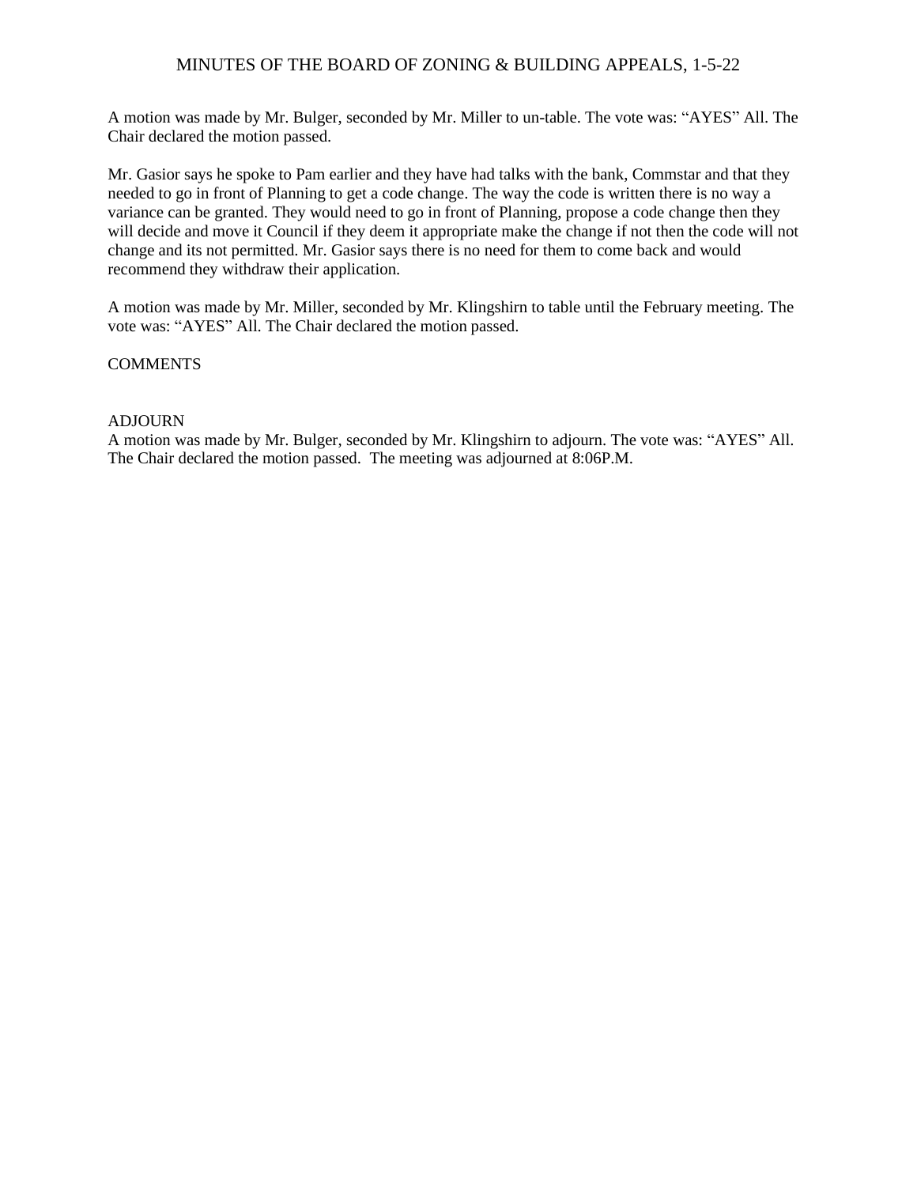A motion was made by Mr. Bulger, seconded by Mr. Miller to un-table. The vote was: "AYES" All. The Chair declared the motion passed.

Mr. Gasior says he spoke to Pam earlier and they have had talks with the bank, Commstar and that they needed to go in front of Planning to get a code change. The way the code is written there is no way a variance can be granted. They would need to go in front of Planning, propose a code change then they will decide and move it Council if they deem it appropriate make the change if not then the code will not change and its not permitted. Mr. Gasior says there is no need for them to come back and would recommend they withdraw their application.

A motion was made by Mr. Miller, seconded by Mr. Klingshirn to table until the February meeting. The vote was: "AYES" All. The Chair declared the motion passed.

COMMENTS

ADJOURN

A motion was made by Mr. Bulger, seconded by Mr. Klingshirn to adjourn. The vote was: "AYES" All. The Chair declared the motion passed. The meeting was adjourned at 8:06P.M.